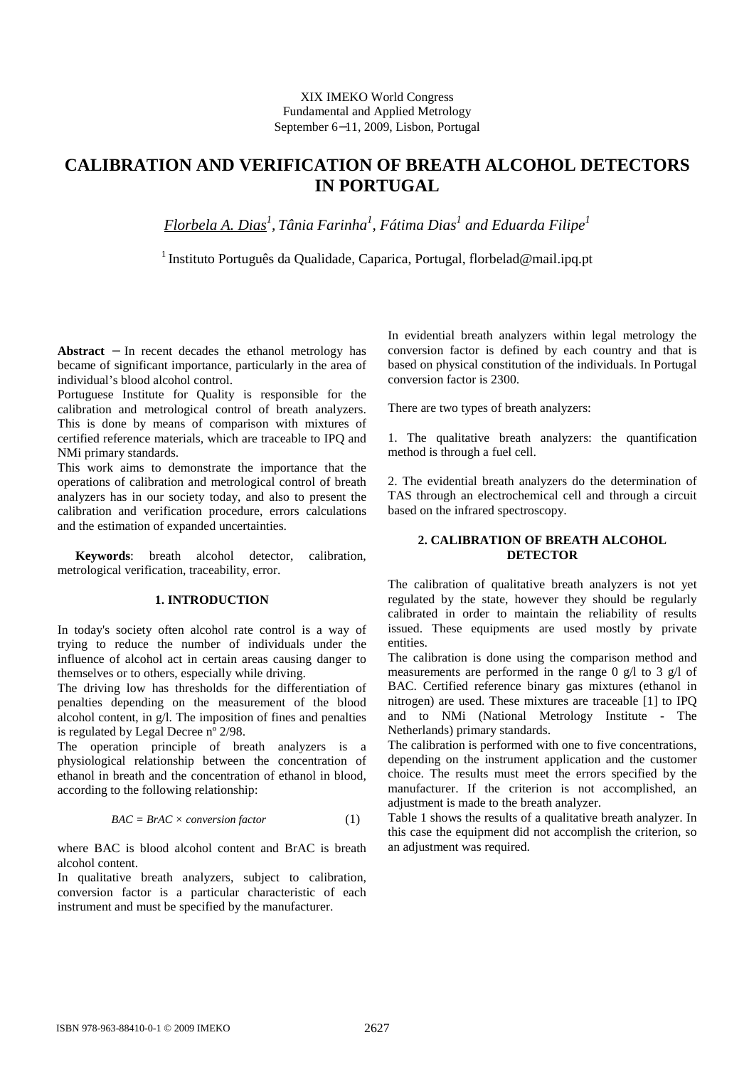XIX IMEKO World Congress
Fundamental and Applied Metrology
September 6−11, 2009, Lisbon, Portugal

# CALIBRATION AND VERIFICATION OF BREATH ALCOHOL DETECTORS IN PORTUGAL

*Florbela A. Dias[1], Tânia Farinha[1], Fátima Dias[1] and Eduarda Filipe[1]*

[1] Instituto Português da Qualidade, Caparica, Portugal, florbelad@mail.ipq.pt

**Abstract** − In recent decades the ethanol metrology has became of significant importance, particularly in the area of individual's blood alcohol control.

Portuguese Institute for Quality is responsible for the calibration and metrological control of breath analyzers. This is done by means of comparison with mixtures of certified reference materials, which are traceable to IPQ and NMi primary standards.

This work aims to demonstrate the importance that the operations of calibration and metrological control of breath analyzers has in our society today, and also to present the calibration and verification procedure, errors calculations and the estimation of expanded uncertainties.

**Keywords**: breath alcohol detector, calibration, metrological verification, traceability, error.

## 1. INTRODUCTION

In today's society often alcohol rate control is a way of trying to reduce the number of individuals under the influence of alcohol act in certain areas causing danger to themselves or to others, especially while driving.

The driving low has thresholds for the differentiation of penalties depending on the measurement of the blood alcohol content, in g/l. The imposition of fines and penalties is regulated by Legal Decree nº 2/98.

The operation principle of breath analyzers is a physiological relationship between the concentration of ethanol in breath and the concentration of ethanol in blood, according to the following relationship:

$$BAC = BrAC \times conversion\ factor \qquad (1)$$

where BAC is blood alcohol content and BrAC is breath alcohol content.

In qualitative breath analyzers, subject to calibration, conversion factor is a particular characteristic of each instrument and must be specified by the manufacturer.

In evidential breath analyzers within legal metrology the conversion factor is defined by each country and that is based on physical constitution of the individuals. In Portugal conversion factor is 2300.

There are two types of breath analyzers:

1. The qualitative breath analyzers: the quantification method is through a fuel cell.

2. The evidential breath analyzers do the determination of TAS through an electrochemical cell and through a circuit based on the infrared spectroscopy.

## 2. CALIBRATION OF BREATH ALCOHOL DETECTOR

The calibration of qualitative breath analyzers is not yet regulated by the state, however they should be regularly calibrated in order to maintain the reliability of results issued. These equipments are used mostly by private entities.

The calibration is done using the comparison method and measurements are performed in the range 0 g/l to 3 g/l of BAC. Certified reference binary gas mixtures (ethanol in nitrogen) are used. These mixtures are traceable [1] to IPQ and to NMi (National Metrology Institute - The Netherlands) primary standards.

The calibration is performed with one to five concentrations, depending on the instrument application and the customer choice. The results must meet the errors specified by the manufacturer. If the criterion is not accomplished, an adjustment is made to the breath analyzer.

Table 1 shows the results of a qualitative breath analyzer. In this case the equipment did not accomplish the criterion, so an adjustment was required.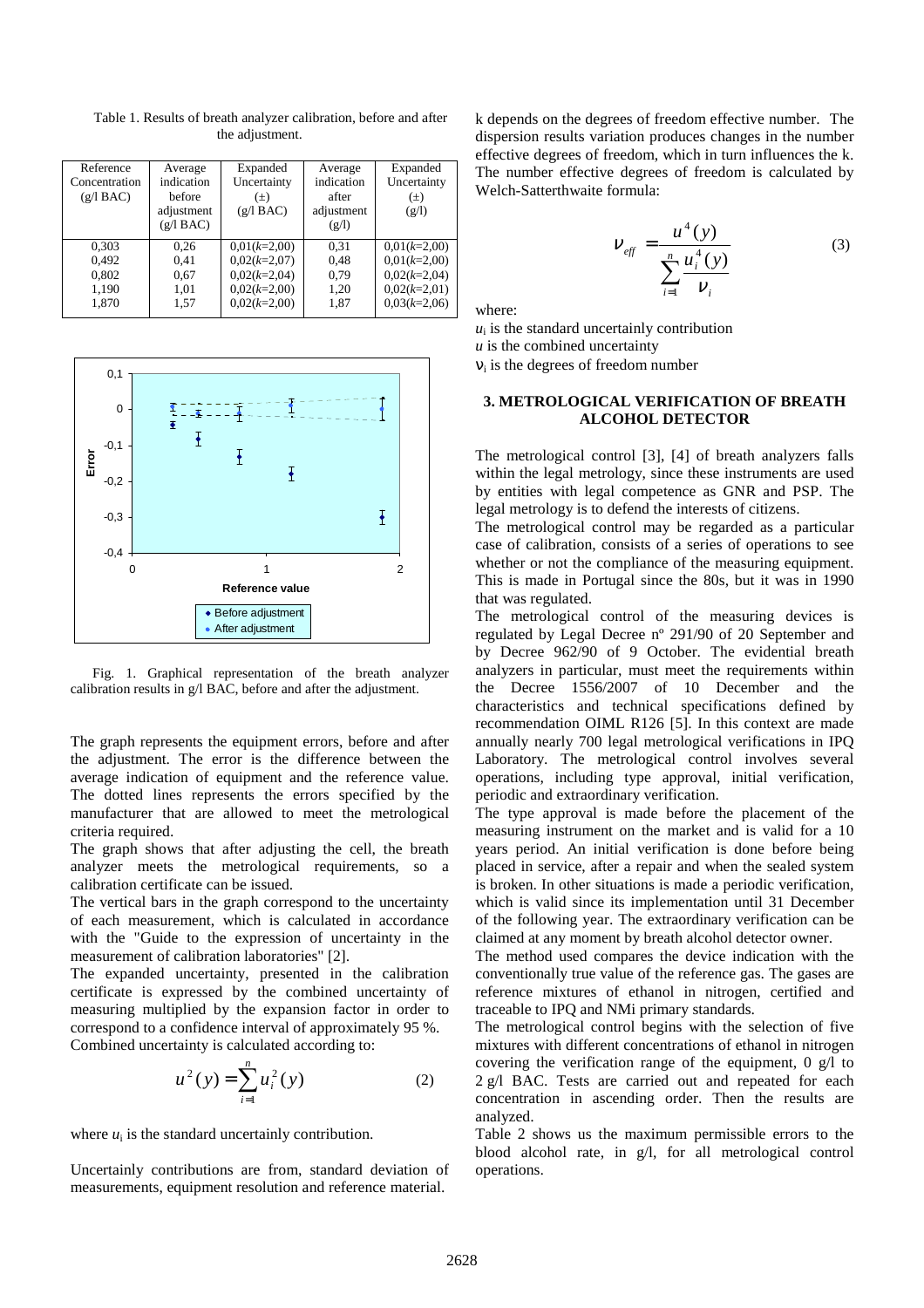Table 1. Results of breath analyzer calibration, before and after the adjustment.

| Reference Concentration (g/l BAC) | Average indication before adjustment (g/l BAC) | Expanded Uncertainty (±) (g/l BAC) | Average indication after adjustment (g/l) | Expanded Uncertainty (±) (g/l) |
|---|---|---|---|---|
| 0,303 | 0,26 | 0,01($k$=2,00) | 0,31 | 0,01($k$=2,00) |
| 0,492 | 0,41 | 0,02($k$=2,07) | 0,48 | 0,01($k$=2,00) |
| 0,802 | 0,67 | 0,02($k$=2,04) | 0,79 | 0,02($k$=2,04) |
| 1,190 | 1,01 | 0,02($k$=2,00) | 1,20 | 0,02($k$=2,01) |
| 1,870 | 1,57 | 0,02($k$=2,00) | 1,87 | 0,03($k$=2,06) |

Fig. 1. Graphical representation of the breath analyzer calibration results in g/l BAC, before and after the adjustment.

The graph represents the equipment errors, before and after the adjustment. The error is the difference between the average indication of equipment and the reference value. The dotted lines represents the errors specified by the manufacturer that are allowed to meet the metrological criteria required.

The graph shows that after adjusting the cell, the breath analyzer meets the metrological requirements, so a calibration certificate can be issued.

The vertical bars in the graph correspond to the uncertainty of each measurement, which is calculated in accordance with the "Guide to the expression of uncertainty in the measurement of calibration laboratories" [2].

The expanded uncertainty, presented in the calibration certificate is expressed by the combined uncertainty of measuring multiplied by the expansion factor in order to correspond to a confidence interval of approximately 95 %.

Combined uncertainty is calculated according to:

$$u^2(y) = \sum_{i=1}^{n} u_i^2(y) \qquad (2)$$

where $u_i$ is the standard uncertainly contribution.

Uncertainly contributions are from, standard deviation of measurements, equipment resolution and reference material.

k depends on the degrees of freedom effective number. The dispersion results variation produces changes in the number effective degrees of freedom, which in turn influences the k. The number effective degrees of freedom is calculated by Welch-Satterthwaite formula:

$$\nu_{eff} = \frac{u^4(y)}{\sum_{i=1}^{n} \frac{u_i^4(y)}{\nu_i}} \qquad (3)$$

where:

$u_i$ is the standard uncertainly contribution

$u$ is the combined uncertainty

$\nu_i$ is the degrees of freedom number

## 3. METROLOGICAL VERIFICATION OF BREATH ALCOHOL DETECTOR

The metrological control [3], [4] of breath analyzers falls within the legal metrology, since these instruments are used by entities with legal competence as GNR and PSP. The legal metrology is to defend the interests of citizens.

The metrological control may be regarded as a particular case of calibration, consists of a series of operations to see whether or not the compliance of the measuring equipment. This is made in Portugal since the 80s, but it was in 1990 that was regulated.

The metrological control of the measuring devices is regulated by Legal Decree nº 291/90 of 20 September and by Decree 962/90 of 9 October. The evidential breath analyzers in particular, must meet the requirements within the Decree 1556/2007 of 10 December and the characteristics and technical specifications defined by recommendation OIML R126 [5]. In this context are made annually nearly 700 legal metrological verifications in IPQ Laboratory. The metrological control involves several operations, including type approval, initial verification, periodic and extraordinary verification.

The type approval is made before the placement of the measuring instrument on the market and is valid for a 10 years period. An initial verification is done before being placed in service, after a repair and when the sealed system is broken. In other situations is made a periodic verification, which is valid since its implementation until 31 December of the following year. The extraordinary verification can be claimed at any moment by breath alcohol detector owner.

The method used compares the device indication with the conventionally true value of the reference gas. The gases are reference mixtures of ethanol in nitrogen, certified and traceable to IPQ and NMi primary standards.

The metrological control begins with the selection of five mixtures with different concentrations of ethanol in nitrogen covering the verification range of the equipment, 0 g/l to 2 g/l BAC. Tests are carried out and repeated for each concentration in ascending order. Then the results are analyzed.

Table 2 shows us the maximum permissible errors to the blood alcohol rate, in g/l, for all metrological control operations.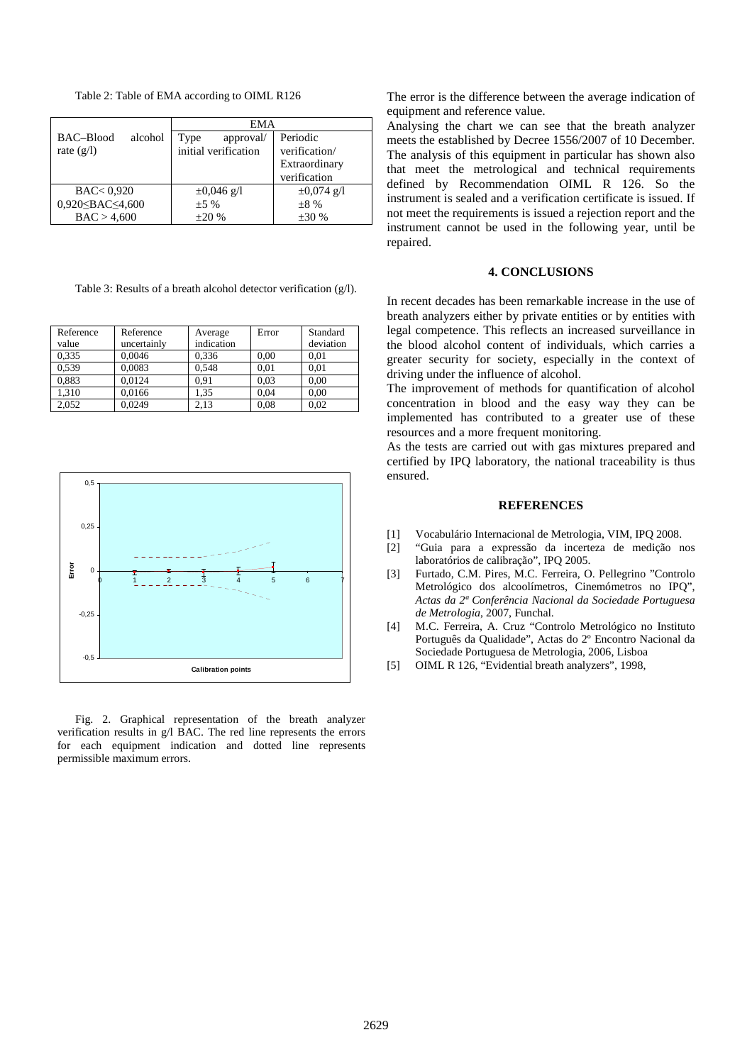Table 2: Table of EMA according to OIML R126

| BAC–Blood alcohol rate (g/l) | EMA | |
|---|---|---|
| | Type approval/ initial verification | Periodic verification/ Extraordinary verification |
| BAC< 0,920 | ±0,046 g/l | ±0,074 g/l |
| 0,920≤BAC≤4,600 | ±5 % | ±8 % |
| BAC > 4,600 | ±20 % | ±30 % |

Table 3: Results of a breath alcohol detector verification (g/l).

| Reference value | Reference uncertainly | Average indication | Error | Standard deviation |
|---|---|---|---|---|
| 0,335 | 0,0046 | 0,336 | 0,00 | 0,01 |
| 0,539 | 0,0083 | 0,548 | 0,01 | 0,01 |
| 0,883 | 0,0124 | 0,91 | 0,03 | 0,00 |
| 1,310 | 0,0166 | 1,35 | 0,04 | 0,00 |
| 2,052 | 0,0249 | 2,13 | 0,08 | 0,02 |

0,5
0,25
0
-0,25
-0,5
Error
0 1 2 3 4 5 6 7
Calibration points

Fig. 2. Graphical representation of the breath analyzer verification results in g/l BAC. The red line represents the errors for each equipment indication and dotted line represents permissible maximum errors.

The error is the difference between the average indication of equipment and reference value.

Analysing the chart we can see that the breath analyzer meets the established by Decree 1556/2007 of 10 December. The analysis of this equipment in particular has shown also that meet the metrological and technical requirements defined by Recommendation OIML R 126. So the instrument is sealed and a verification certificate is issued. If not meet the requirements is issued a rejection report and the instrument cannot be used in the following year, until be repaired.

## 4. CONCLUSIONS

In recent decades has been remarkable increase in the use of breath analyzers either by private entities or by entities with legal competence. This reflects an increased surveillance in the blood alcohol content of individuals, which carries a greater security for society, especially in the context of driving under the influence of alcohol.

The improvement of methods for quantification of alcohol concentration in blood and the easy way they can be implemented has contributed to a greater use of these resources and a more frequent monitoring.

As the tests are carried out with gas mixtures prepared and certified by IPQ laboratory, the national traceability is thus ensured.

## REFERENCES

[1] Vocabulário Internacional de Metrologia, VIM, IPQ 2008.

[2] "Guia para a expressão da incerteza de medição nos laboratórios de calibração", IPQ 2005.

[3] Furtado, C.M. Pires, M.C. Ferreira, O. Pellegrino "Controlo Metrológico dos alcoolímetros, Cinemómetros no IPQ", *Actas da 2ª Conferência Nacional da Sociedade Portuguesa de Metrologia*, 2007, Funchal.

[4] M.C. Ferreira, A. Cruz "Controlo Metrológico no Instituto Português da Qualidade", Actas do 2º Encontro Nacional da Sociedade Portuguesa de Metrologia, 2006, Lisboa

[5] OIML R 126, "Evidential breath analyzers", 1998,